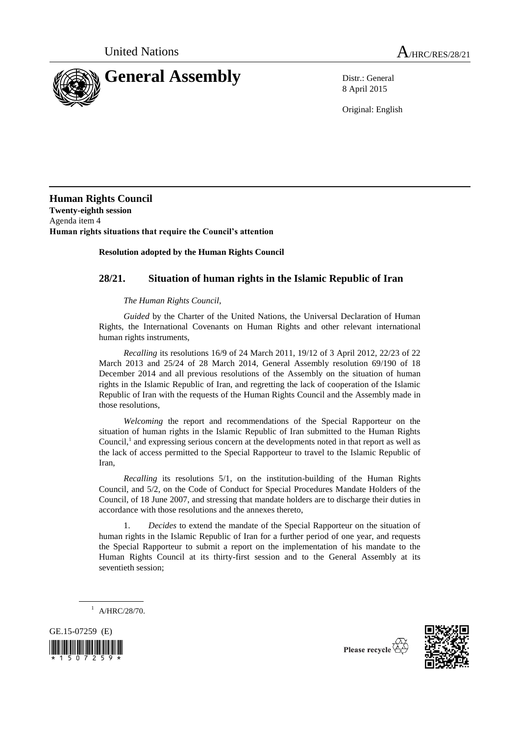United Nations A/HRC/RES/28/21

# General Assembly

Distr.: General
8 April 2015

Original: English

**Human Rights Council**
**Twenty-eighth session**
Agenda item 4
**Human rights situations that require the Council's attention**

**Resolution adopted by the Human Rights Council**

## 28/21. Situation of human rights in the Islamic Republic of Iran

*The Human Rights Council*,

*Guided* by the Charter of the United Nations, the Universal Declaration of Human Rights, the International Covenants on Human Rights and other relevant international human rights instruments,

*Recalling* its resolutions 16/9 of 24 March 2011, 19/12 of 3 April 2012, 22/23 of 22 March 2013 and 25/24 of 28 March 2014, General Assembly resolution 69/190 of 18 December 2014 and all previous resolutions of the Assembly on the situation of human rights in the Islamic Republic of Iran, and regretting the lack of cooperation of the Islamic Republic of Iran with the requests of the Human Rights Council and the Assembly made in those resolutions,

*Welcoming* the report and recommendations of the Special Rapporteur on the situation of human rights in the Islamic Republic of Iran submitted to the Human Rights Council,[1] and expressing serious concern at the developments noted in that report as well as the lack of access permitted to the Special Rapporteur to travel to the Islamic Republic of Iran,

*Recalling* its resolutions 5/1, on the institution-building of the Human Rights Council, and 5/2, on the Code of Conduct for Special Procedures Mandate Holders of the Council, of 18 June 2007, and stressing that mandate holders are to discharge their duties in accordance with those resolutions and the annexes thereto,

1. *Decides* to extend the mandate of the Special Rapporteur on the situation of human rights in the Islamic Republic of Iran for a further period of one year, and requests the Special Rapporteur to submit a report on the implementation of his mandate to the Human Rights Council at its thirty-first session and to the General Assembly at its seventieth session;

[1] A/HRC/28/70.

GE.15-07259 (E)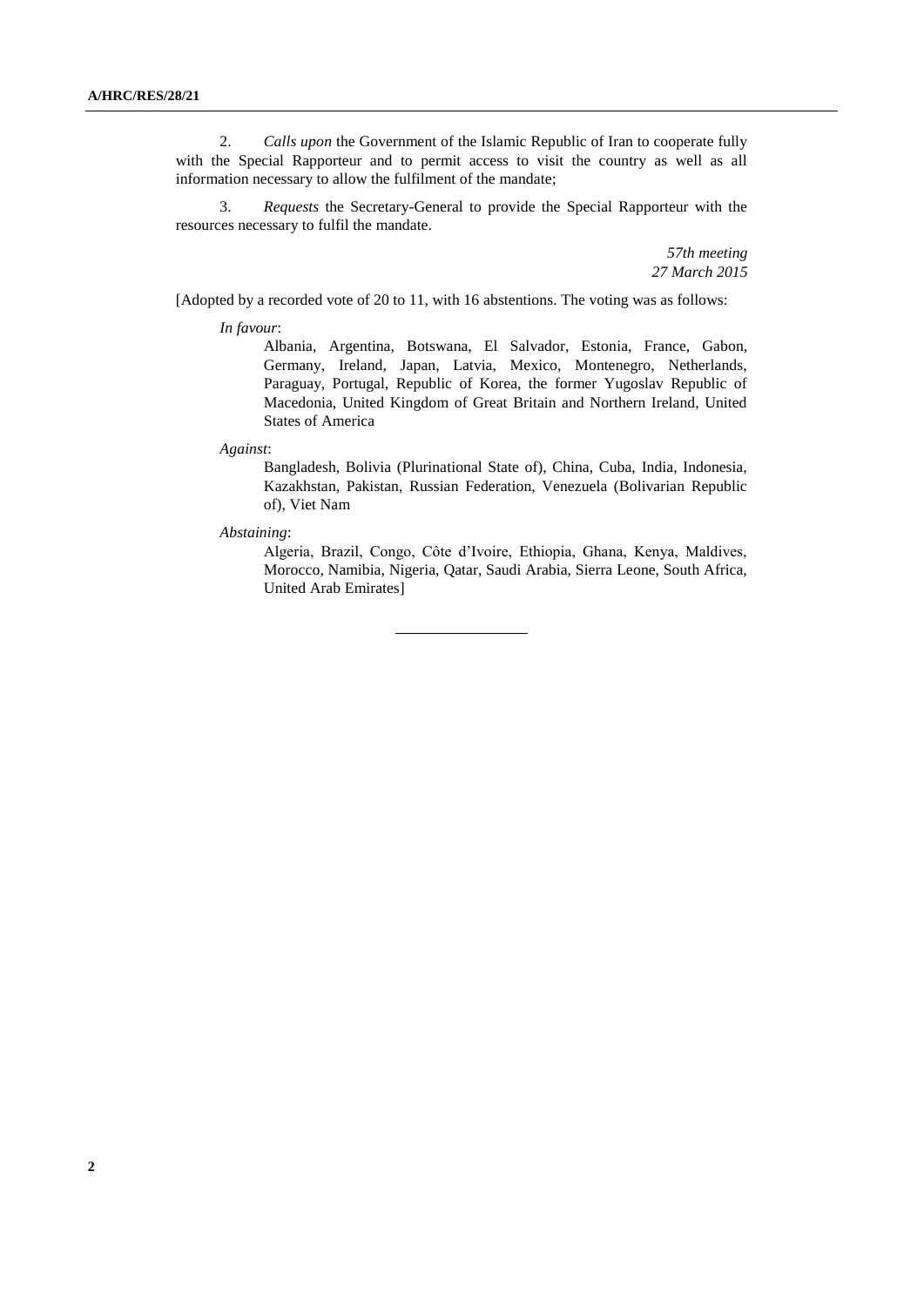2. *Calls upon* the Government of the Islamic Republic of Iran to cooperate fully with the Special Rapporteur and to permit access to visit the country as well as all information necessary to allow the fulfilment of the mandate;

3. *Requests* the Secretary-General to provide the Special Rapporteur with the resources necessary to fulfil the mandate.

*57th meeting*
*27 March 2015*

[Adopted by a recorded vote of 20 to 11, with 16 abstentions. The voting was as follows:

*In favour*:

Albania, Argentina, Botswana, El Salvador, Estonia, France, Gabon, Germany, Ireland, Japan, Latvia, Mexico, Montenegro, Netherlands, Paraguay, Portugal, Republic of Korea, the former Yugoslav Republic of Macedonia, United Kingdom of Great Britain and Northern Ireland, United States of America

*Against*:

Bangladesh, Bolivia (Plurinational State of), China, Cuba, India, Indonesia, Kazakhstan, Pakistan, Russian Federation, Venezuela (Bolivarian Republic of), Viet Nam

*Abstaining*:

Algeria, Brazil, Congo, Côte d'Ivoire, Ethiopia, Ghana, Kenya, Maldives, Morocco, Namibia, Nigeria, Qatar, Saudi Arabia, Sierra Leone, South Africa, United Arab Emirates]